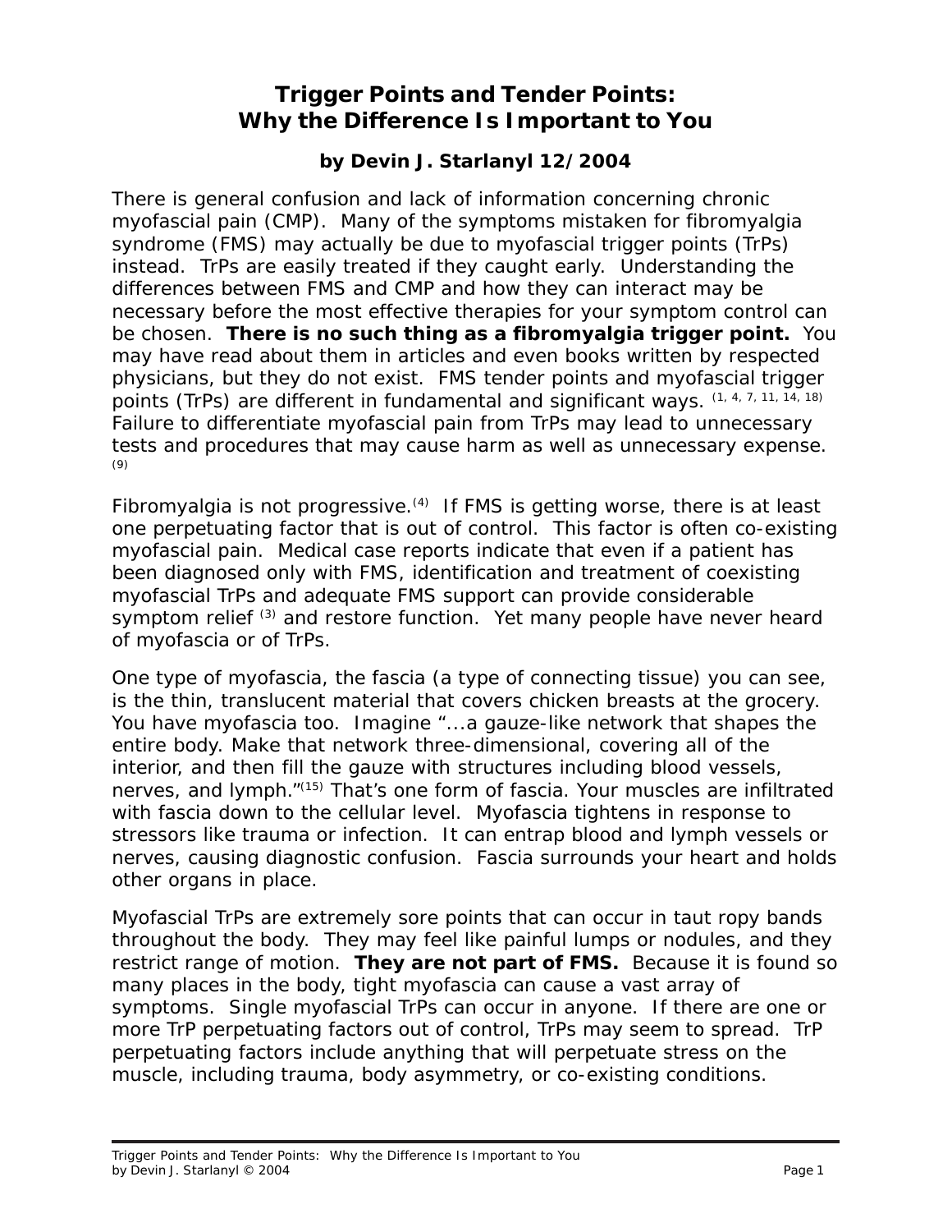# Trigger Points and Tender Points: Why the Difference Is Important to You

**by Devin J. Starlanyl 12/2004**

There is general confusion and lack of information concerning chronic myofascial pain (CMP). Many of the symptoms mistaken for fibromyalgia syndrome (FMS) may actually be due to myofascial trigger points (TrPs) instead. TrPs are easily treated if they caught early. Understanding the differences between FMS and CMP and how they can interact may be necessary before the most effective therapies for your symptom control can be chosen. **There is no such thing as a fibromyalgia trigger point.** You may have read about them in articles and even books written by respected physicians, but they do not exist. FMS tender points and myofascial trigger points (TrPs) are different in fundamental and significant ways. [1, 4, 7, 11, 14, 18] Failure to differentiate myofascial pain from TrPs may lead to unnecessary tests and procedures that may cause harm as well as unnecessary expense. [9]

Fibromyalgia is not progressive.[4] If FMS is getting worse, there is at least one perpetuating factor that is out of control. This factor is often co-existing myofascial pain. Medical case reports indicate that even if a patient has been diagnosed only with FMS, identification and treatment of coexisting myofascial TrPs and adequate FMS support can provide considerable symptom relief [3] and restore function. Yet many people have never heard of myofascia or of TrPs.

One type of myofascia, the fascia (a type of connecting tissue) you can see, is the thin, translucent material that covers chicken breasts at the grocery. You have myofascia too. Imagine "...a gauze-like network that shapes the entire body. Make that network three-dimensional, covering all of the interior, and then fill the gauze with structures including blood vessels, nerves, and lymph."[15] That's one form of fascia. Your muscles are infiltrated with fascia down to the cellular level. Myofascia tightens in response to stressors like trauma or infection. It can entrap blood and lymph vessels or nerves, causing diagnostic confusion. Fascia surrounds your heart and holds other organs in place.

Myofascial TrPs are extremely sore points that can occur in taut ropy bands throughout the body. They may feel like painful lumps or nodules, and they restrict range of motion. **They are not part of FMS.** Because it is found so many places in the body, tight myofascia can cause a vast array of symptoms. Single myofascial TrPs can occur in anyone. If there are one or more TrP perpetuating factors out of control, TrPs may seem to spread. TrP perpetuating factors include anything that will perpetuate stress on the muscle, including trauma, body asymmetry, or co-existing conditions.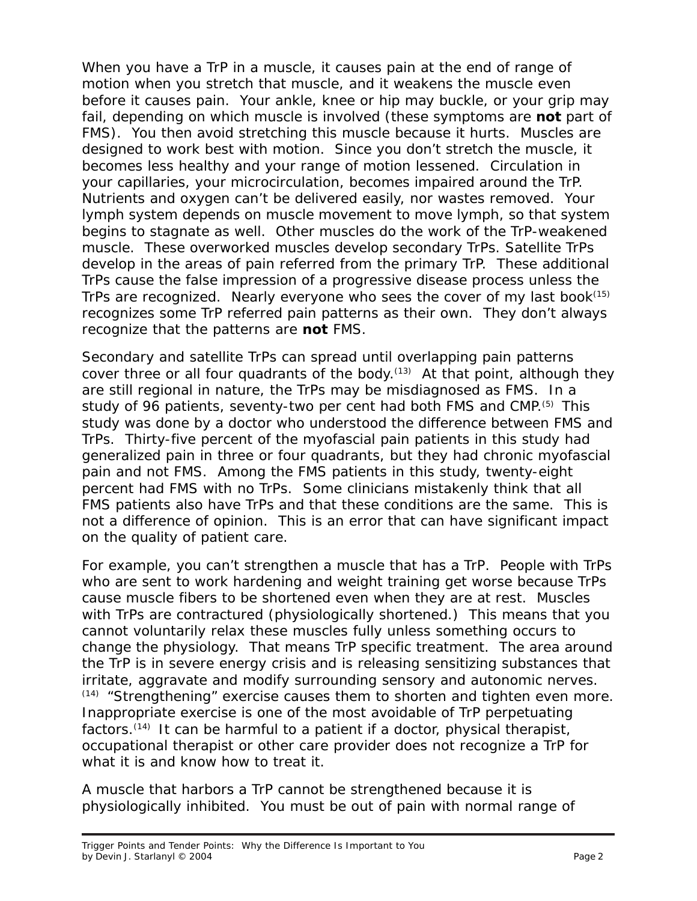When you have a TrP in a muscle, it causes pain at the end of range of motion when you stretch that muscle, and it weakens the muscle even before it causes pain. Your ankle, knee or hip may buckle, or your grip may fail, depending on which muscle is involved (these symptoms are **not** part of FMS). You then avoid stretching this muscle because it hurts. Muscles are designed to work best with motion. Since you don't stretch the muscle, it becomes less healthy and your range of motion lessened. Circulation in your capillaries, your microcirculation, becomes impaired around the TrP. Nutrients and oxygen can't be delivered easily, nor wastes removed. Your lymph system depends on muscle movement to move lymph, so that system begins to stagnate as well. Other muscles do the work of the TrP-weakened muscle. These overworked muscles develop secondary TrPs. Satellite TrPs develop in the areas of pain referred from the primary TrP. These additional TrPs cause the false impression of a progressive disease process unless the TrPs are recognized. Nearly everyone who sees the cover of my last book[15] recognizes some TrP referred pain patterns as their own. They don't always recognize that the patterns are **not** FMS.

Secondary and satellite TrPs can spread until overlapping pain patterns cover three or all four quadrants of the body.[13] At that point, although they are still regional in nature, the TrPs may be misdiagnosed as FMS. In a study of 96 patients, seventy-two per cent had both FMS and CMP.[5] This study was done by a doctor who understood the difference between FMS and TrPs. Thirty-five percent of the myofascial pain patients in this study had generalized pain in three or four quadrants, but they had chronic myofascial pain and not FMS. Among the FMS patients in this study, twenty-eight percent had FMS with no TrPs. Some clinicians mistakenly think that all FMS patients also have TrPs and that these conditions are the same. This is not a difference of opinion. This is an error that can have significant impact on the quality of patient care.

For example, you can't strengthen a muscle that has a TrP. People with TrPs who are sent to work hardening and weight training get worse because TrPs cause muscle fibers to be shortened even when they are at rest. Muscles with TrPs are contractured (physiologically shortened.) This means that you cannot voluntarily relax these muscles fully unless something occurs to change the physiology. That means TrP specific treatment. The area around the TrP is in severe energy crisis and is releasing sensitizing substances that irritate, aggravate and modify surrounding sensory and autonomic nerves.[14] "Strengthening" exercise causes them to shorten and tighten even more. Inappropriate exercise is one of the most avoidable of TrP perpetuating factors.[14] It can be harmful to a patient if a doctor, physical therapist, occupational therapist or other care provider does not recognize a TrP for what it is and know how to treat it.

A muscle that harbors a TrP cannot be strengthened because it is physiologically inhibited. You must be out of pain with normal range of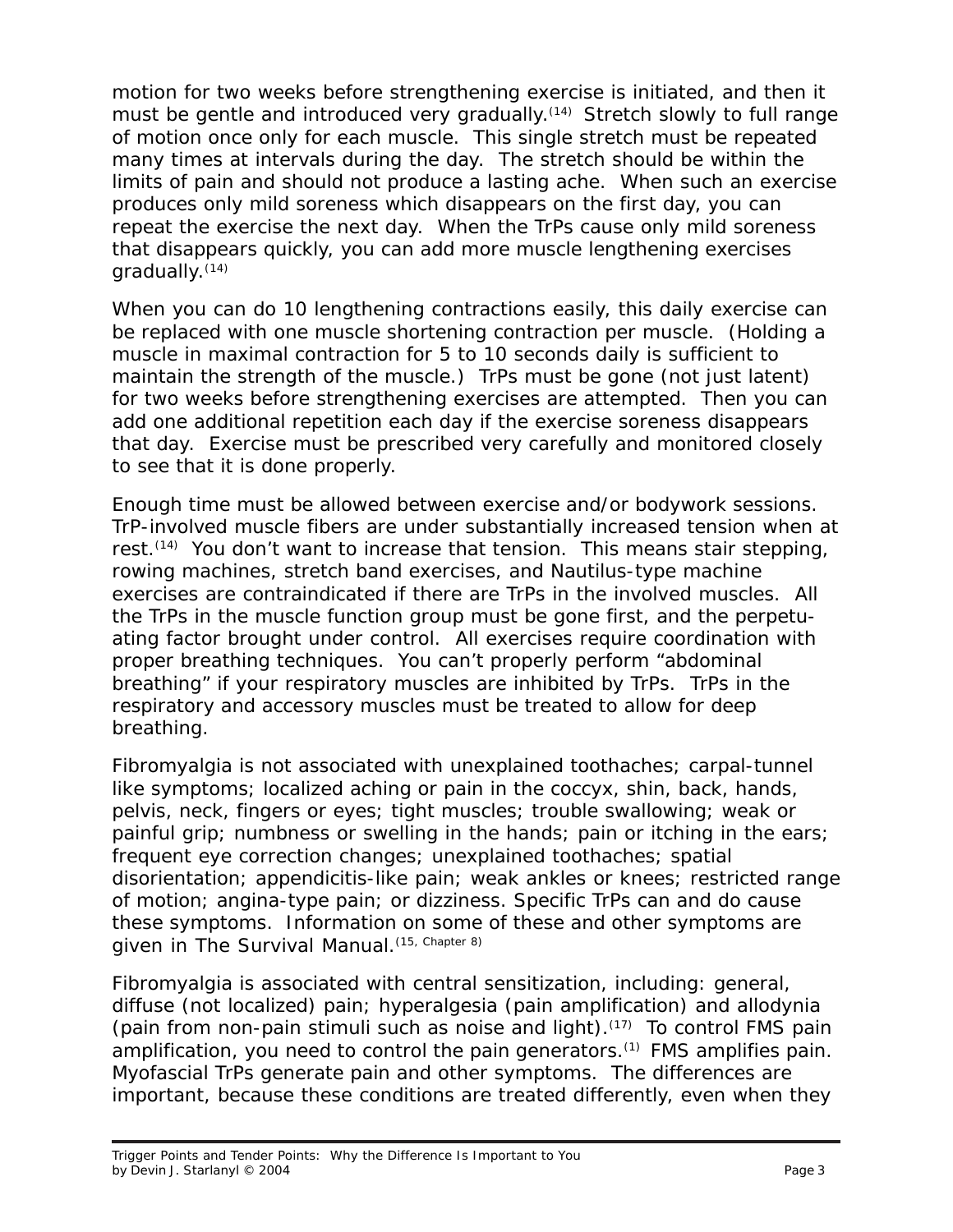motion for two weeks before strengthening exercise is initiated, and then it must be gentle and introduced very gradually.[14] Stretch slowly to full range of motion once only for each muscle. This single stretch must be repeated many times at intervals during the day. The stretch should be within the limits of pain and should not produce a lasting ache. When such an exercise produces only mild soreness which disappears on the first day, you can repeat the exercise the next day. When the TrPs cause only mild soreness that disappears quickly, you can add more muscle lengthening exercises gradually.[14]

When you can do 10 lengthening contractions easily, this daily exercise can be replaced with one muscle shortening contraction per muscle. (Holding a muscle in maximal contraction for 5 to 10 seconds daily is sufficient to maintain the strength of the muscle.) TrPs must be gone (not just latent) for two weeks before strengthening exercises are attempted. Then you can add one additional repetition each day if the exercise soreness disappears that day. Exercise must be prescribed very carefully and monitored closely to see that it is done properly.

Enough time must be allowed between exercise and/or bodywork sessions. TrP-involved muscle fibers are under substantially increased tension when at rest.[14] You don't want to increase that tension. This means stair stepping, rowing machines, stretch band exercises, and Nautilus-type machine exercises are contraindicated if there are TrPs in the involved muscles. All the TrPs in the muscle function group must be gone first, and the perpetuating factor brought under control. All exercises require coordination with proper breathing techniques. You can't properly perform "abdominal breathing" if your respiratory muscles are inhibited by TrPs. TrPs in the respiratory and accessory muscles must be treated to allow for deep breathing.

Fibromyalgia is not associated with unexplained toothaches; carpal-tunnel like symptoms; localized aching or pain in the coccyx, shin, back, hands, pelvis, neck, fingers or eyes; tight muscles; trouble swallowing; weak or painful grip; numbness or swelling in the hands; pain or itching in the ears; frequent eye correction changes; unexplained toothaches; spatial disorientation; appendicitis-like pain; weak ankles or knees; restricted range of motion; angina-type pain; or dizziness. Specific TrPs can and do cause these symptoms. Information on some of these and other symptoms are given in The Survival Manual.[15, Chapter 8]

Fibromyalgia is associated with central sensitization, including: general, diffuse (not localized) pain; hyperalgesia (pain amplification) and allodynia (pain from non-pain stimuli such as noise and light).[17] To control FMS pain amplification, you need to control the pain generators.[1] FMS amplifies pain. Myofascial TrPs generate pain and other symptoms. The differences are important, because these conditions are treated differently, even when they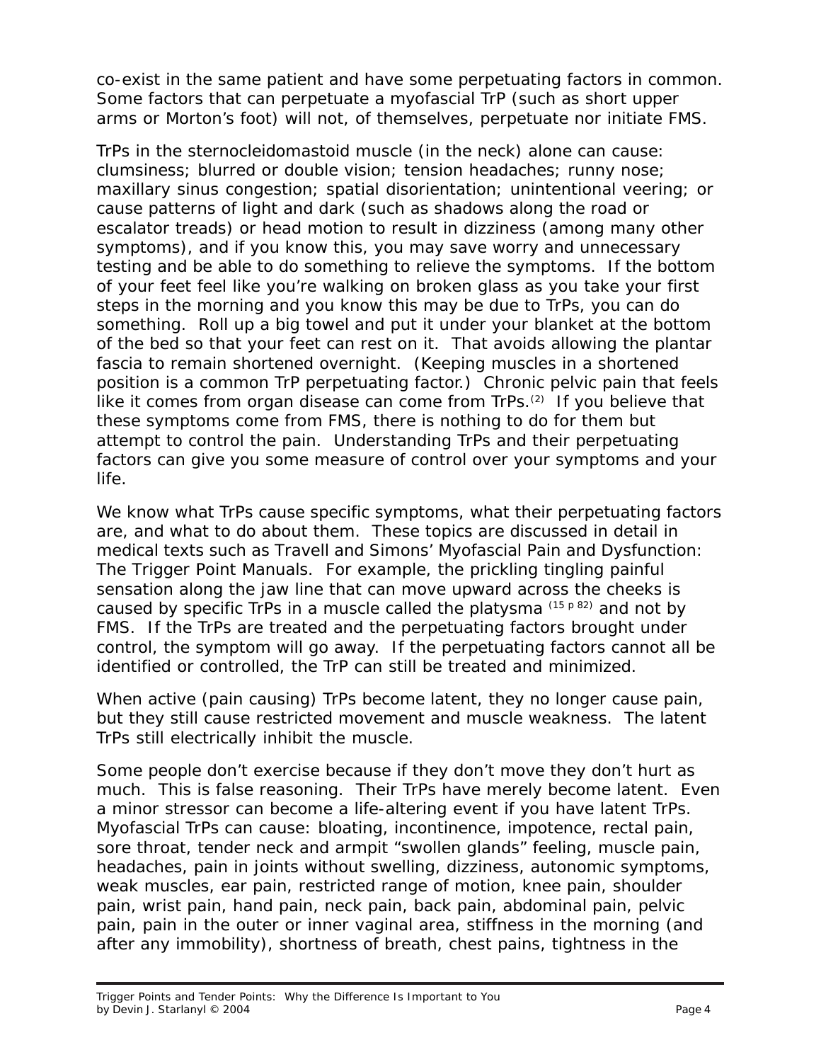co-exist in the same patient and have some perpetuating factors in common. Some factors that can perpetuate a myofascial TrP (such as short upper arms or Morton's foot) will not, of themselves, perpetuate nor initiate FMS.

TrPs in the sternocleidomastoid muscle (in the neck) alone can cause: clumsiness; blurred or double vision; tension headaches; runny nose; maxillary sinus congestion; spatial disorientation; unintentional veering; or cause patterns of light and dark (such as shadows along the road or escalator treads) or head motion to result in dizziness (among many other symptoms), and if you know this, you may save worry and unnecessary testing and be able to do something to relieve the symptoms. If the bottom of your feet feel like you're walking on broken glass as you take your first steps in the morning and you know this may be due to TrPs, you can do something. Roll up a big towel and put it under your blanket at the bottom of the bed so that your feet can rest on it. That avoids allowing the plantar fascia to remain shortened overnight. (Keeping muscles in a shortened position is a common TrP perpetuating factor.) Chronic pelvic pain that feels like it comes from organ disease can come from TrPs.[2] If you believe that these symptoms come from FMS, there is nothing to do for them but attempt to control the pain. Understanding TrPs and their perpetuating factors can give you some measure of control over your symptoms and your life.

We know what TrPs cause specific symptoms, what their perpetuating factors are, and what to do about them. These topics are discussed in detail in medical texts such as Travell and Simons' Myofascial Pain and Dysfunction: The Trigger Point Manuals. For example, the prickling tingling painful sensation along the jaw line that can move upward across the cheeks is caused by specific TrPs in a muscle called the platysma [15 p 82] and not by FMS. If the TrPs are treated and the perpetuating factors brought under control, the symptom will go away. If the perpetuating factors cannot all be identified or controlled, the TrP can still be treated and minimized.

When active (pain causing) TrPs become latent, they no longer cause pain, but they still cause restricted movement and muscle weakness. The latent TrPs still electrically inhibit the muscle.

Some people don't exercise because if they don't move they don't hurt as much. This is false reasoning. Their TrPs have merely become latent. Even a minor stressor can become a life-altering event if you have latent TrPs. Myofascial TrPs can cause: bloating, incontinence, impotence, rectal pain, sore throat, tender neck and armpit "swollen glands" feeling, muscle pain, headaches, pain in joints without swelling, dizziness, autonomic symptoms, weak muscles, ear pain, restricted range of motion, knee pain, shoulder pain, wrist pain, hand pain, neck pain, back pain, abdominal pain, pelvic pain, pain in the outer or inner vaginal area, stiffness in the morning (and after any immobility), shortness of breath, chest pains, tightness in the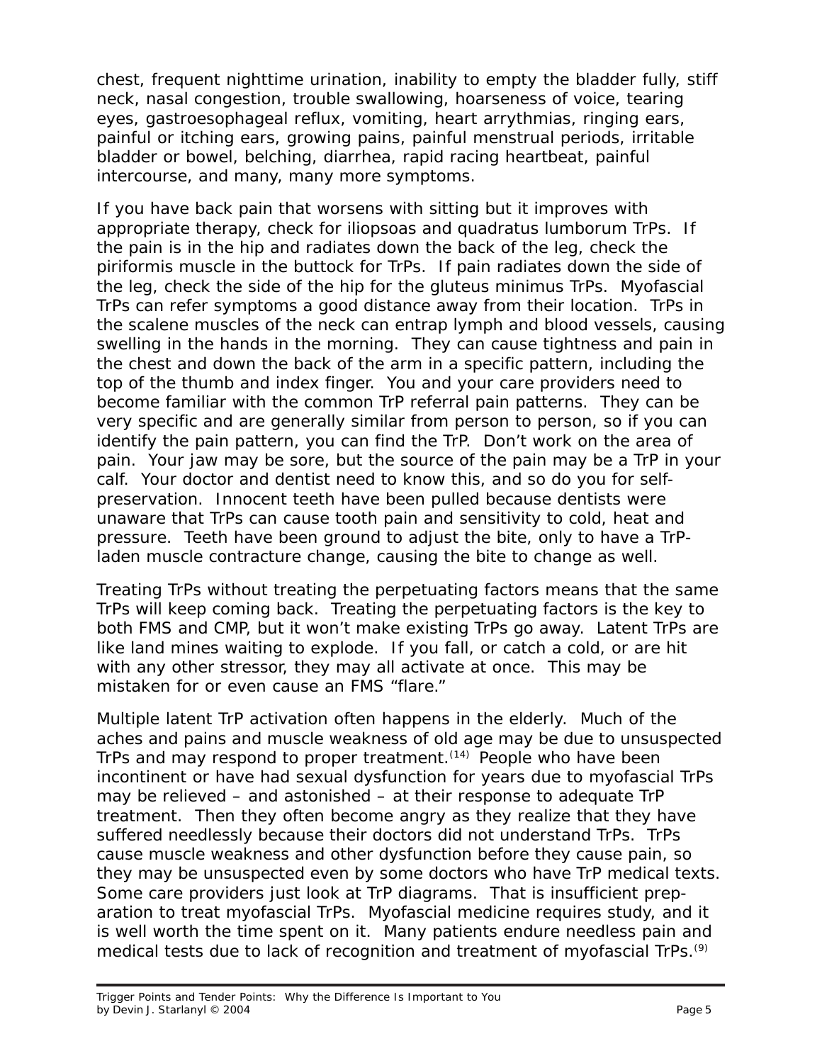chest, frequent nighttime urination, inability to empty the bladder fully, stiff neck, nasal congestion, trouble swallowing, hoarseness of voice, tearing eyes, gastroesophageal reflux, vomiting, heart arrythmias, ringing ears, painful or itching ears, growing pains, painful menstrual periods, irritable bladder or bowel, belching, diarrhea, rapid racing heartbeat, painful intercourse, and many, many more symptoms.

If you have back pain that worsens with sitting but it improves with appropriate therapy, check for iliopsoas and quadratus lumborum TrPs. If the pain is in the hip and radiates down the back of the leg, check the piriformis muscle in the buttock for TrPs. If pain radiates down the side of the leg, check the side of the hip for the gluteus minimus TrPs. Myofascial TrPs can refer symptoms a good distance away from their location. TrPs in the scalene muscles of the neck can entrap lymph and blood vessels, causing swelling in the hands in the morning. They can cause tightness and pain in the chest and down the back of the arm in a specific pattern, including the top of the thumb and index finger. You and your care providers need to become familiar with the common TrP referral pain patterns. They can be very specific and are generally similar from person to person, so if you can identify the pain pattern, you can find the TrP. Don't work on the area of pain. Your jaw may be sore, but the source of the pain may be a TrP in your calf. Your doctor and dentist need to know this, and so do you for self-preservation. Innocent teeth have been pulled because dentists were unaware that TrPs can cause tooth pain and sensitivity to cold, heat and pressure. Teeth have been ground to adjust the bite, only to have a TrP-laden muscle contracture change, causing the bite to change as well.

Treating TrPs without treating the perpetuating factors means that the same TrPs will keep coming back. Treating the perpetuating factors is the key to both FMS and CMP, but it won't make existing TrPs go away. Latent TrPs are like land mines waiting to explode. If you fall, or catch a cold, or are hit with any other stressor, they may all activate at once. This may be mistaken for or even cause an FMS "flare."

Multiple latent TrP activation often happens in the elderly. Much of the aches and pains and muscle weakness of old age may be due to unsuspected TrPs and may respond to proper treatment.[14] People who have been incontinent or have had sexual dysfunction for years due to myofascial TrPs may be relieved – and astonished – at their response to adequate TrP treatment. Then they often become angry as they realize that they have suffered needlessly because their doctors did not understand TrPs. TrPs cause muscle weakness and other dysfunction before they cause pain, so they may be unsuspected even by some doctors who have TrP medical texts. Some care providers just look at TrP diagrams. That is insufficient preparation to treat myofascial TrPs. Myofascial medicine requires study, and it is well worth the time spent on it. Many patients endure needless pain and medical tests due to lack of recognition and treatment of myofascial TrPs.[9]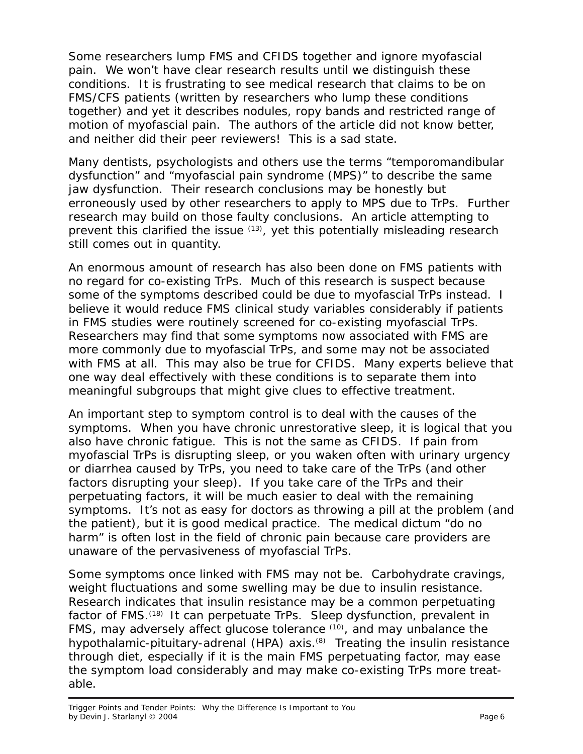Some researchers lump FMS and CFIDS together and ignore myofascial pain. We won't have clear research results until we distinguish these conditions. It is frustrating to see medical research that claims to be on FMS/CFS patients (written by researchers who lump these conditions together) and yet it describes nodules, ropy bands and restricted range of motion of myofascial pain. The authors of the article did not know better, and neither did their peer reviewers! This is a sad state.

Many dentists, psychologists and others use the terms "temporomandibular dysfunction" and "myofascial pain syndrome (MPS)" to describe the same jaw dysfunction. Their research conclusions may be honestly but erroneously used by other researchers to apply to MPS due to TrPs. Further research may build on those faulty conclusions. An article attempting to prevent this clarified the issue [13], yet this potentially misleading research still comes out in quantity.

An enormous amount of research has also been done on FMS patients with no regard for co-existing TrPs. Much of this research is suspect because some of the symptoms described could be due to myofascial TrPs instead. I believe it would reduce FMS clinical study variables considerably if patients in FMS studies were routinely screened for co-existing myofascial TrPs. Researchers may find that some symptoms now associated with FMS are more commonly due to myofascial TrPs, and some may not be associated with FMS at all. This may also be true for CFIDS. Many experts believe that one way deal effectively with these conditions is to separate them into meaningful subgroups that might give clues to effective treatment.

An important step to symptom control is to deal with the causes of the symptoms. When you have chronic unrestorative sleep, it is logical that you also have chronic fatigue. This is not the same as CFIDS. If pain from myofascial TrPs is disrupting sleep, or you waken often with urinary urgency or diarrhea caused by TrPs, you need to take care of the TrPs (and other factors disrupting your sleep). If you take care of the TrPs and their perpetuating factors, it will be much easier to deal with the remaining symptoms. It's not as easy for doctors as throwing a pill at the problem (and the patient), but it is good medical practice. The medical dictum "do no harm" is often lost in the field of chronic pain because care providers are unaware of the pervasiveness of myofascial TrPs.

Some symptoms once linked with FMS may not be. Carbohydrate cravings, weight fluctuations and some swelling may be due to insulin resistance. Research indicates that insulin resistance may be a common perpetuating factor of FMS.[18] It can perpetuate TrPs. Sleep dysfunction, prevalent in FMS, may adversely affect glucose tolerance [10], and may unbalance the hypothalamic-pituitary-adrenal (HPA) axis.[8] Treating the insulin resistance through diet, especially if it is the main FMS perpetuating factor, may ease the symptom load considerably and may make co-existing TrPs more treatable.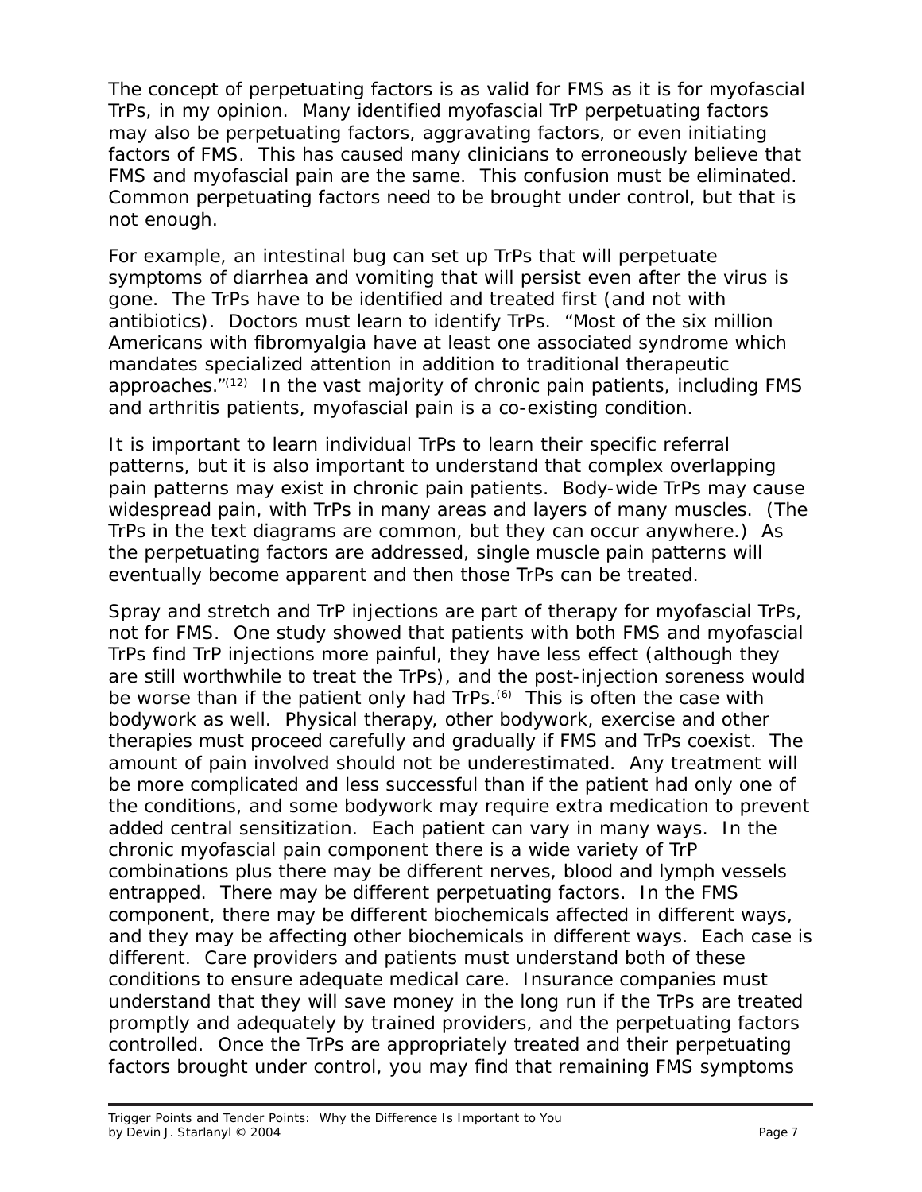The concept of perpetuating factors is as valid for FMS as it is for myofascial TrPs, in my opinion. Many identified myofascial TrP perpetuating factors may also be perpetuating factors, aggravating factors, or even initiating factors of FMS. This has caused many clinicians to erroneously believe that FMS and myofascial pain are the same. This confusion must be eliminated. Common perpetuating factors need to be brought under control, but that is not enough.

For example, an intestinal bug can set up TrPs that will perpetuate symptoms of diarrhea and vomiting that will persist even after the virus is gone. The TrPs have to be identified and treated first (and not with antibiotics). Doctors must learn to identify TrPs. "Most of the six million Americans with fibromyalgia have at least one associated syndrome which mandates specialized attention in addition to traditional therapeutic approaches."[12] In the vast majority of chronic pain patients, including FMS and arthritis patients, myofascial pain is a co-existing condition.

It is important to learn individual TrPs to learn their specific referral patterns, but it is also important to understand that complex overlapping pain patterns may exist in chronic pain patients. Body-wide TrPs may cause widespread pain, with TrPs in many areas and layers of many muscles. (The TrPs in the text diagrams are common, but they can occur anywhere.) As the perpetuating factors are addressed, single muscle pain patterns will eventually become apparent and then those TrPs can be treated.

Spray and stretch and TrP injections are part of therapy for myofascial TrPs, not for FMS. One study showed that patients with both FMS and myofascial TrPs find TrP injections more painful, they have less effect (although they are still worthwhile to treat the TrPs), and the post-injection soreness would be worse than if the patient only had TrPs.[6] This is often the case with bodywork as well. Physical therapy, other bodywork, exercise and other therapies must proceed carefully and gradually if FMS and TrPs coexist. The amount of pain involved should not be underestimated. Any treatment will be more complicated and less successful than if the patient had only one of the conditions, and some bodywork may require extra medication to prevent added central sensitization. Each patient can vary in many ways. In the chronic myofascial pain component there is a wide variety of TrP combinations plus there may be different nerves, blood and lymph vessels entrapped. There may be different perpetuating factors. In the FMS component, there may be different biochemicals affected in different ways, and they may be affecting other biochemicals in different ways. Each case is different. Care providers and patients must understand both of these conditions to ensure adequate medical care. Insurance companies must understand that they will save money in the long run if the TrPs are treated promptly and adequately by trained providers, and the perpetuating factors controlled. Once the TrPs are appropriately treated and their perpetuating factors brought under control, you may find that remaining FMS symptoms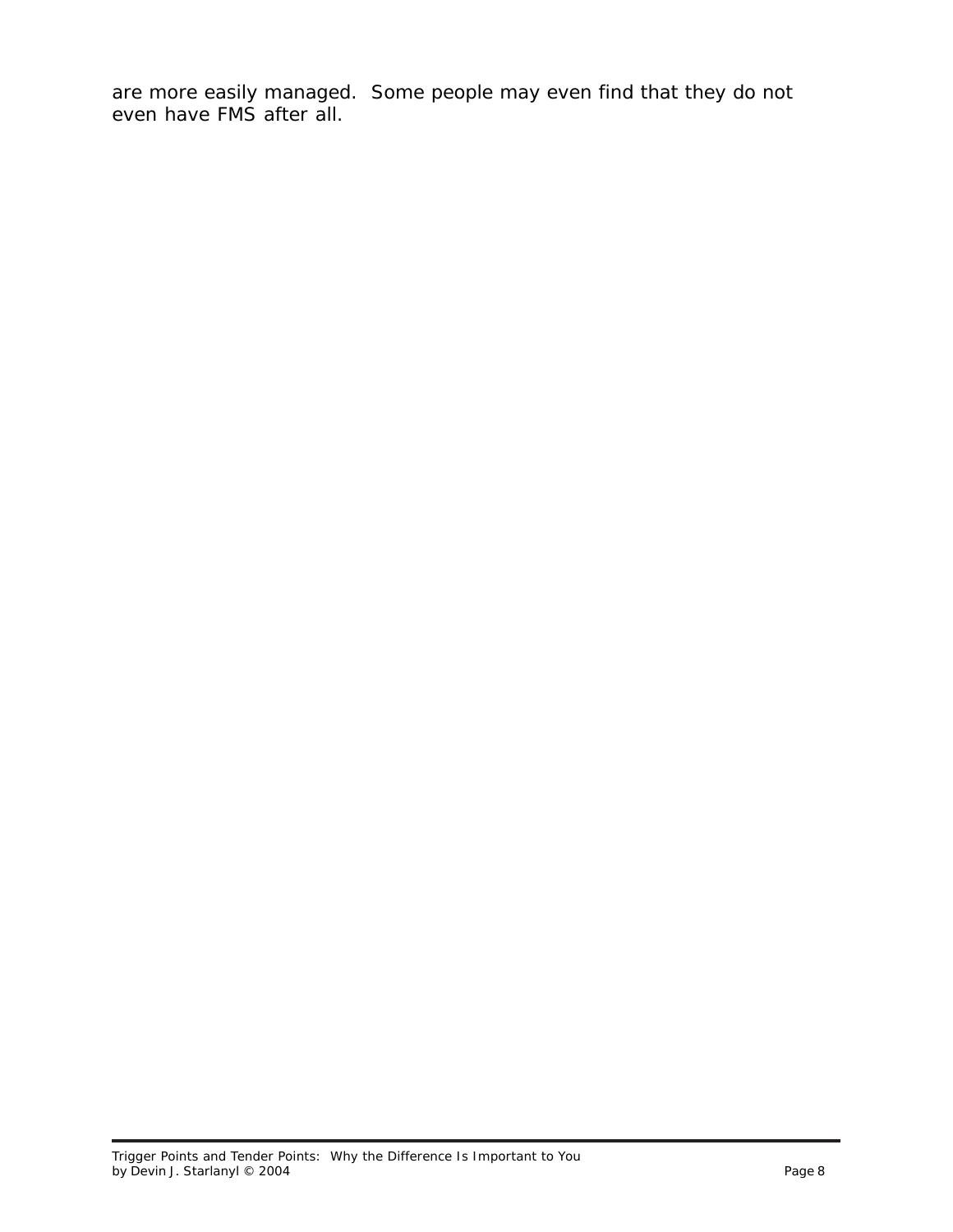are more easily managed.  Some people may even find that they do not even have FMS after all.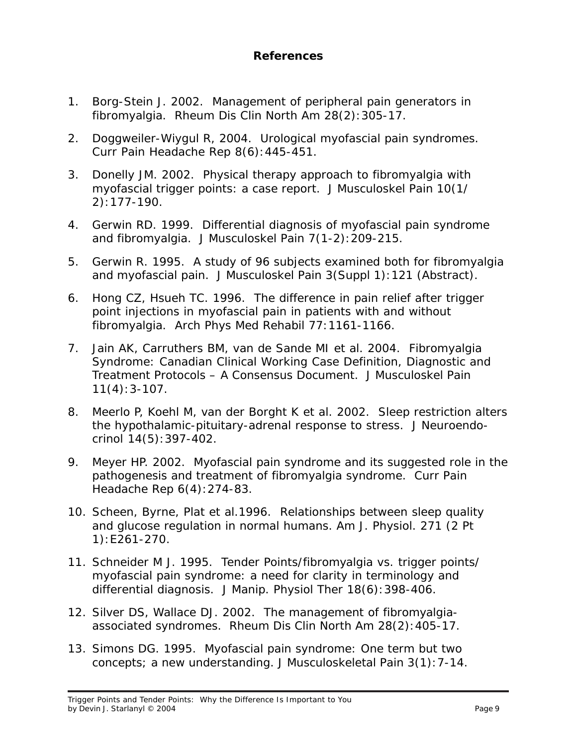## References

1. Borg-Stein J. 2002. Management of peripheral pain generators in fibromyalgia. Rheum Dis Clin North Am 28(2):305-17.
2. Doggweiler-Wiygul R, 2004. Urological myofascial pain syndromes. Curr Pain Headache Rep 8(6):445-451.
3. Donelly JM. 2002. Physical therapy approach to fibromyalgia with myofascial trigger points: a case report. J Musculoskel Pain 10(1/2):177-190.
4. Gerwin RD. 1999. Differential diagnosis of myofascial pain syndrome and fibromyalgia. J Musculoskel Pain 7(1-2):209-215.
5. Gerwin R. 1995. A study of 96 subjects examined both for fibromyalgia and myofascial pain. J Musculoskel Pain 3(Suppl 1):121 (Abstract).
6. Hong CZ, Hsueh TC. 1996. The difference in pain relief after trigger point injections in myofascial pain in patients with and without fibromyalgia. Arch Phys Med Rehabil 77:1161-1166.
7. Jain AK, Carruthers BM, van de Sande MI et al. 2004. Fibromyalgia Syndrome: Canadian Clinical Working Case Definition, Diagnostic and Treatment Protocols – A Consensus Document. J Musculoskel Pain 11(4):3-107.
8. Meerlo P, Koehl M, van der Borght K et al. 2002. Sleep restriction alters the hypothalamic-pituitary-adrenal response to stress. J Neuroendocrinol 14(5):397-402.
9. Meyer HP. 2002. Myofascial pain syndrome and its suggested role in the pathogenesis and treatment of fibromyalgia syndrome. Curr Pain Headache Rep 6(4):274-83.
10. Scheen, Byrne, Plat et al.1996. Relationships between sleep quality and glucose regulation in normal humans. Am J. Physiol. 271 (2 Pt 1):E261-270.
11. Schneider M J. 1995. Tender Points/fibromyalgia vs. trigger points/myofascial pain syndrome: a need for clarity in terminology and differential diagnosis. J Manip. Physiol Ther 18(6):398-406.
12. Silver DS, Wallace DJ. 2002. The management of fibromyalgia-associated syndromes. Rheum Dis Clin North Am 28(2):405-17.
13. Simons DG. 1995. Myofascial pain syndrome: One term but two concepts; a new understanding. J Musculoskeletal Pain 3(1):7-14.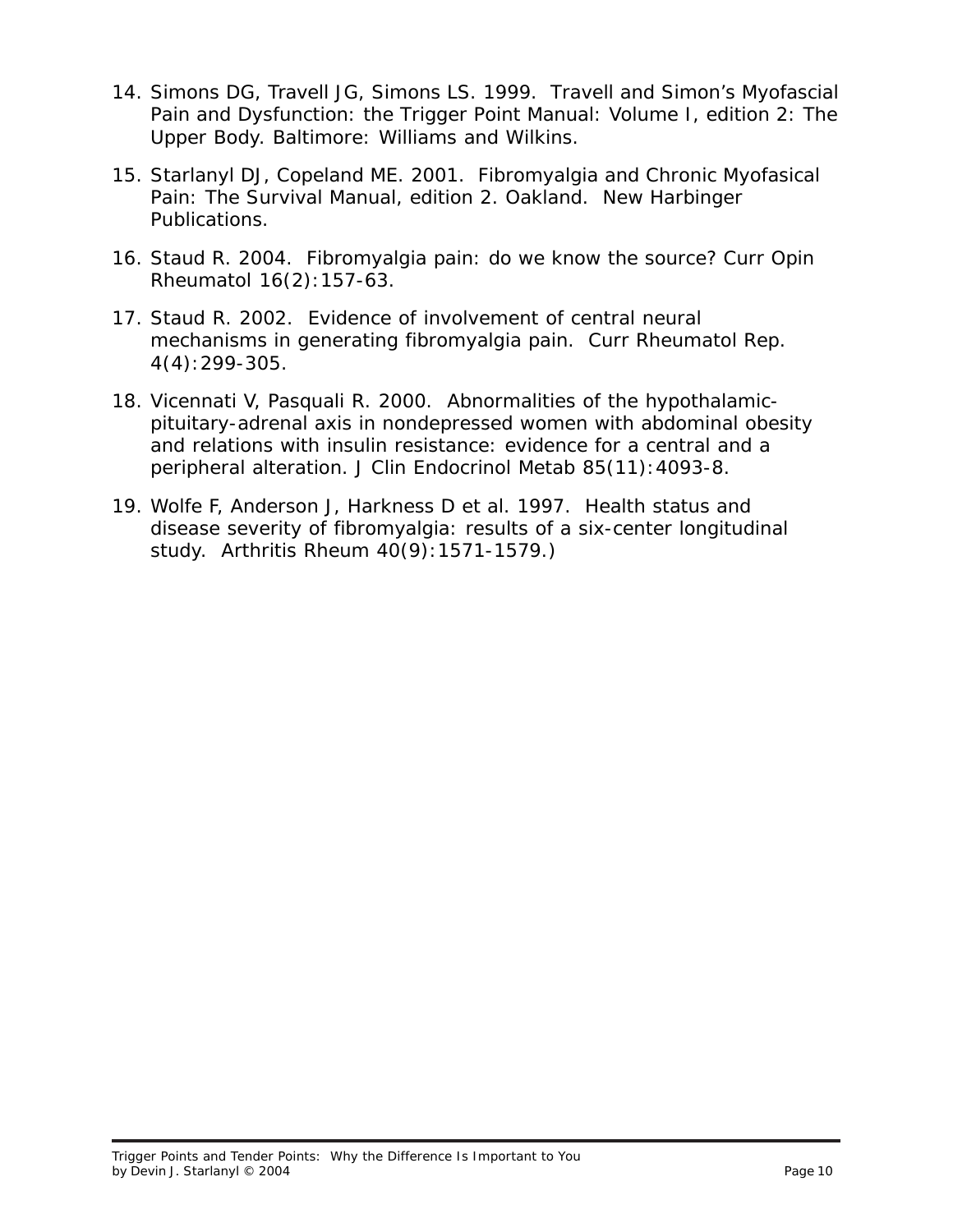14. Simons DG, Travell JG, Simons LS. 1999. Travell and Simon's Myofascial Pain and Dysfunction: the Trigger Point Manual: Volume I, edition 2: The Upper Body. Baltimore: Williams and Wilkins.

15. Starlanyl DJ, Copeland ME. 2001. Fibromyalgia and Chronic Myofasical Pain: The Survival Manual, edition 2. Oakland. New Harbinger Publications.

16. Staud R. 2004. Fibromyalgia pain: do we know the source? Curr Opin Rheumatol 16(2):157-63.

17. Staud R. 2002. Evidence of involvement of central neural mechanisms in generating fibromyalgia pain. Curr Rheumatol Rep. 4(4):299-305.

18. Vicennati V, Pasquali R. 2000. Abnormalities of the hypothalamic-pituitary-adrenal axis in nondepressed women with abdominal obesity and relations with insulin resistance: evidence for a central and a peripheral alteration. J Clin Endocrinol Metab 85(11):4093-8.

19. Wolfe F, Anderson J, Harkness D et al. 1997. Health status and disease severity of fibromyalgia: results of a six-center longitudinal study. Arthritis Rheum 40(9):1571-1579.)